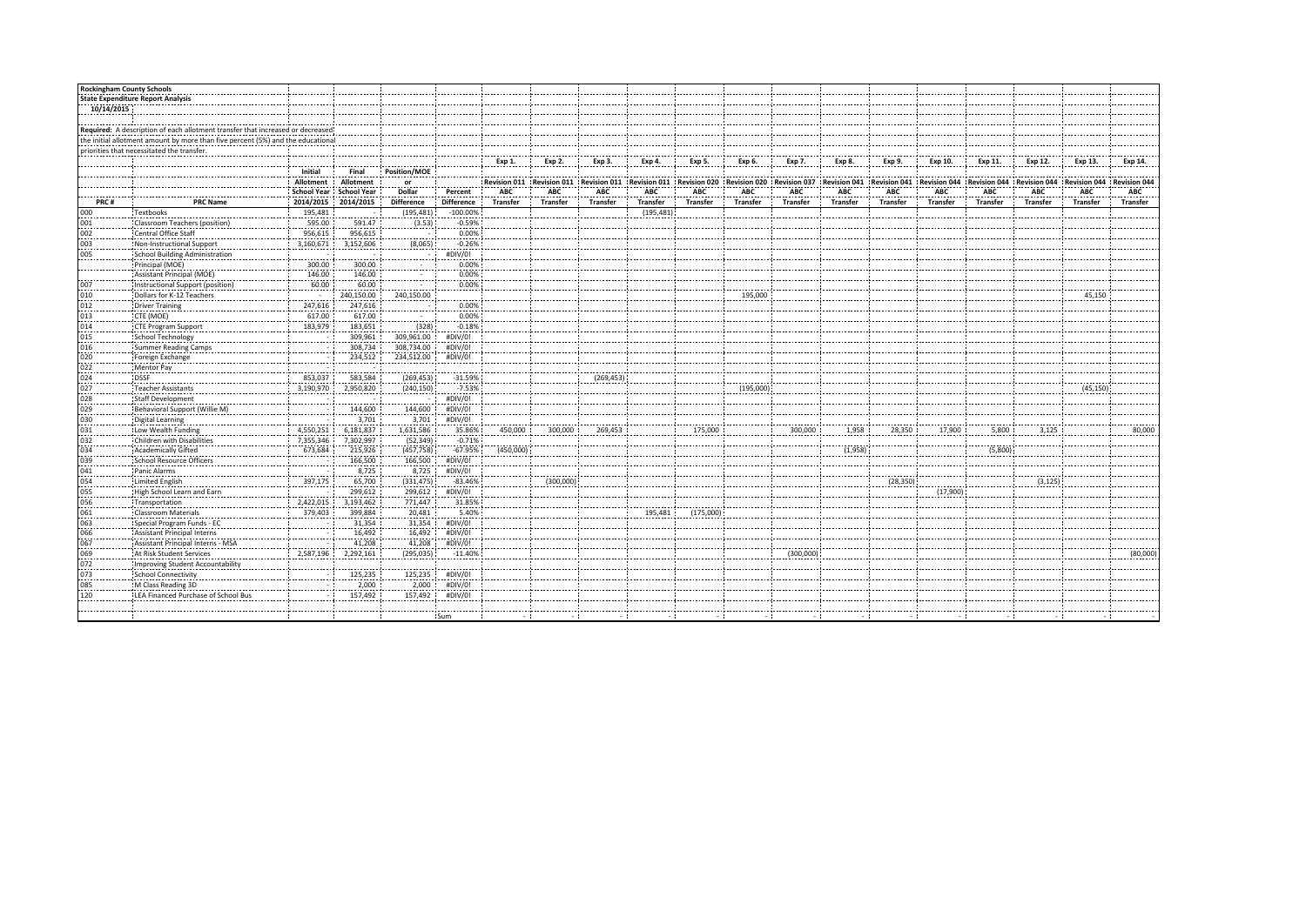**Rockingham County Schools**

**State Expenditure Report Analysis**

10/14/2015

**Required:** A description of each allotment transfer that increased or decreased the initial allotment amount by more than five percent (5%) and the educational priorities that necessitated the transfer.

| PRC # | PRC Name | Initial Allotment School Year 2014/2015 | Final Allotment School Year 2014/2015 | Position/MOE or Dollar Difference | Percent Difference | Exp 1. Revision 011 ABC Transfer | Exp 2. Revision 011 ABC Transfer | Exp 3. Revision 011 ABC Transfer | Exp 4. Revision 011 ABC Transfer | Exp 5. Revision 020 ABC Transfer | Exp 6. Revision 020 ABC Transfer | Exp 7. Revision 037 ABC Transfer | Exp 8. Revision 041 ABC Transfer | Exp 9. Revision 041 ABC Transfer | Exp 10. Revision 044 ABC Transfer | Exp 11. Revision 044 ABC Transfer | Exp 12. Revision 044 ABC Transfer | Exp 13. Revision 044 ABC Transfer | Exp 14. Revision 044 ABC Transfer |
|---|---|---|---|---|---|---|---|---|---|---|---|---|---|---|---|---|---|---|---|
| 000 | Textbooks | 195,481 | - | (195,481) | -100.00% | | | | (195,481) | | | | | | | | | | |
| 001 | Classroom Teachers (position) | 595.00 | 591.47 | (3.53) | -0.59% | | | | | | | | | | | | | | |
| 002 | Central Office Staff | 956,615 | 956,615 | - | 0.00% | | | | | | | | | | | | | | |
| 003 | Non-Instructional Support | 3,160,671 | 3,152,606 | (8,065) | -0.26% | | | | | | | | | | | | | | |
| 005 | School Building Administration | - | - | - | #DIV/0! | | | | | | | | | | | | | | |
| | Principal (MOE) | 300.00 | 300.00 | - | 0.00% | | | | | | | | | | | | | | |
| | Assistant Principal (MOE) | 146.00 | 146.00 | - | 0.00% | | | | | | | | | | | | | | |
| 007 | Instructional Support (position) | 60.00 | 60.00 | - | 0.00% | | | | | | | | | | | | | | |
| 010 | Dollars for K-12 Teachers | - | 240,150.00 | 240,150.00 | | | | | | | 195,000 | | | | | | | 45,150 | |
| 012 | Driver Training | 247,616 | 247,616 | - | 0.00% | | | | | | | | | | | | | | |
| 013 | CTE (MOE) | 617.00 | 617.00 | - | 0.00% | | | | | | | | | | | | | | |
| 014 | CTE Program Support | 183,979 | 183,651 | (328) | -0.18% | | | | | | | | | | | | | | |
| 015 | School Technology | - | 309,961 | 309,961.00 | #DIV/0! | | | | | | | | | | | | | | |
| 016 | Summer Reading Camps | - | 308,734 | 308,734.00 | #DIV/0! | | | | | | | | | | | | | | |
| 020 | Foreign Exchange | - | 234,512 | 234,512.00 | #DIV/0! | | | | | | | | | | | | | | |
| 022 | Mentor Pay | | | | | | | | | | | | | | | | | | |
| 024 | DSSF | 853,037 | 583,584 | (269,453) | -31.59% | | | (269,453) | | | | | | | | | | | |
| 027 | Teacher Assistants | 3,190,970 | 2,950,820 | (240,150) | -7.53% | | | | | | (195,000) | | | | | | | (45,150) | |
| 028 | Staff Development | - | - | - | #DIV/0! | | | | | | | | | | | | | | |
| 029 | Behavioral Support (Willie M) | - | 144,600 | 144,600 | #DIV/0! | | | | | | | | | | | | | | |
| 030 | Digital Learning | - | 3,701 | 3,701 | #DIV/0! | | | | | | | | | | | | | | |
| 031 | Low Wealth Funding | 4,550,251 | 6,181,837 | 1,631,586 | 35.86% | 450,000 | 300,000 | 269,453 | | 175,000 | | 300,000 | 1,958 | 28,350 | 17,900 | 5,800 | 3,125 | | 80,000 |
| 032 | Children with Disabilities | 7,355,346 | 7,302,997 | (52,349) | -0.71% | | | | | | | | | | | | | | |
| 034 | Academically Gifted | 673,684 | 215,926 | (457,758) | -67.95% | (450,000) | | | | | | | (1,958) | | | (5,800) | | | |
| 039 | School Resource Officers | - | 166,500 | 166,500 | #DIV/0! | | | | | | | | | | | | | | |
| 041 | Panic Alarms | - | 8,725 | 8,725 | #DIV/0! | | | | | | | | | | | | | | |
| 054 | Limited English | 397,175 | 65,700 | (331,475) | -83.46% | | (300,000) | | | | | | | (28,350) | | | (3,125) | | |
| 055 | High School Learn and Earn | - | 299,612 | 299,612 | #DIV/0! | | | | | | | | | | (17,900) | | | | |
| 056 | Transportation | 2,422,015 | 3,193,462 | 771,447 | 31.85% | | | | | | | | | | | | | | |
| 061 | Classroom Materials | 379,403 | 399,884 | 20,481 | 5.40% | | | | 195,481 | (175,000) | | | | | | | | | |
| 063 | Special Program Funds - EC | - | 31,354 | 31,354 | #DIV/0! | | | | | | | | | | | | | | |
| 066 | Assistant Principal Interns | - | 16,492 | 16,492 | #DIV/0! | | | | | | | | | | | | | | |
| 067 | Assistant Principal Interns - MSA | - | 41,208 | 41,208 | #DIV/0! | | | | | | | | | | | | | | |
| 069 | At Risk Student Services | 2,587,196 | 2,292,161 | (295,035) | -11.40% | | | | | | | (300,000) | | | | | | | (80,000) |
| 072 | Improving Student Accountability | | | | | | | | | | | | | | | | | | |
| 073 | School Connectivity | - | 125,235 | 125,235 | #DIV/0! | | | | | | | | | | | | | | |
| 085 | M Class Reading 3D | - | 2,000 | 2,000 | #DIV/0! | | | | | | | | | | | | | | |
| 120 | LEA Financed Purchase of School Bus | - | 157,492 | 157,492 | #DIV/0! | | | | | | | | | | | | | | |
| | | | | | Sum | - | - | - | - | - | - | - | - | - | - | - | - | - | - |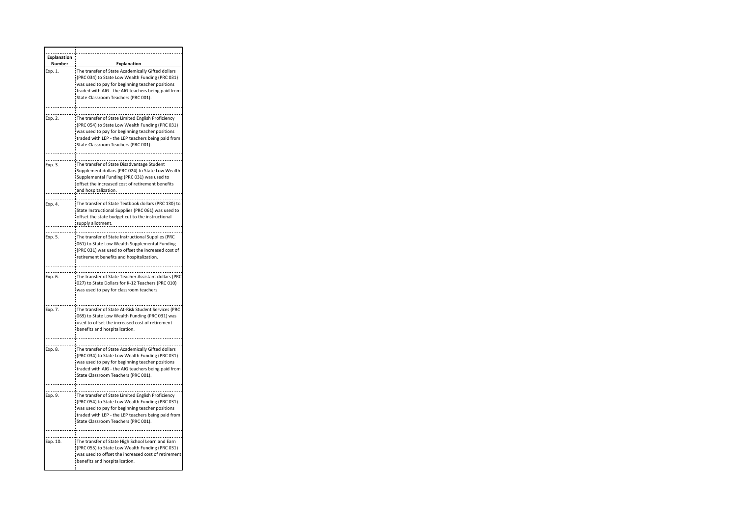| Explanation Number | Explanation |
| --- | --- |
| Exp. 1. | The transfer of State Academically Gifted dollars (PRC 034) to State Low Wealth Funding (PRC 031) was used to pay for beginning teacher positions traded with AIG - the AIG teachers being paid from State Classroom Teachers (PRC 001). |
| Exp. 2. | The transfer of State Limited English Proficiency (PRC 054) to State Low Wealth Funding (PRC 031) was used to pay for beginning teacher positions traded with LEP - the LEP teachers being paid from State Classroom Teachers (PRC 001). |
| Exp. 3. | The transfer of State Disadvantage Student Supplement dollars (PRC 024) to State Low Wealth Supplemental Funding (PRC 031) was used to offset the increased cost of retirement benefits and hospitalization. |
| Exp. 4. | The transfer of State Textbook dollars (PRC 130) to State Instructional Supplies (PRC 061) was used to offset the state budget cut to the instructional supply allotment. |
| Exp. 5. | The transfer of State Instructional Supplies (PRC 061) to State Low Wealth Supplemental Funding (PRC 031) was used to offset the increased cost of retirement benefits and hospitalization. |
| Exp. 6. | The transfer of State Teacher Assistant dollars (PRC 027) to State Dollars for K-12 Teachers (PRC 010) was used to pay for classroom teachers. |
| Exp. 7. | The transfer of State At-Risk Student Services (PRC 069) to State Low Wealth Funding (PRC 031) was used to offset the increased cost of retirement benefits and hospitalization. |
| Exp. 8. | The transfer of State Academically Gifted dollars (PRC 034) to State Low Wealth Funding (PRC 031) was used to pay for beginning teacher positions traded with AIG - the AIG teachers being paid from State Classroom Teachers (PRC 001). |
| Exp. 9. | The transfer of State Limited English Proficiency (PRC 054) to State Low Wealth Funding (PRC 031) was used to pay for beginning teacher positions traded with LEP - the LEP teachers being paid from State Classroom Teachers (PRC 001). |
| Exp. 10. | The transfer of State High School Learn and Earn (PRC 055) to State Low Wealth Funding (PRC 031) was used to offset the increased cost of retirement benefits and hospitalization. |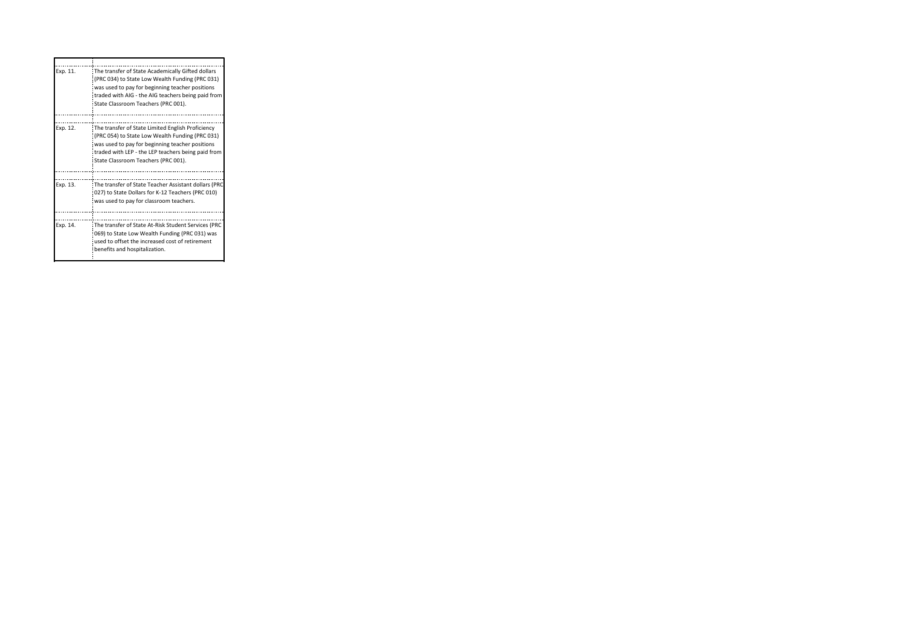| | |
|---|---|
| Exp. 11. | The transfer of State Academically Gifted dollars (PRC 034) to State Low Wealth Funding (PRC 031) was used to pay for beginning teacher positions traded with AIG - the AIG teachers being paid from State Classroom Teachers (PRC 001). |
| Exp. 12. | The transfer of State Limited English Proficiency (PRC 054) to State Low Wealth Funding (PRC 031) was used to pay for beginning teacher positions traded with LEP - the LEP teachers being paid from State Classroom Teachers (PRC 001). |
| Exp. 13. | The transfer of State Teacher Assistant dollars (PRC 027) to State Dollars for K-12 Teachers (PRC 010) was used to pay for classroom teachers. |
| Exp. 14. | The transfer of State At-Risk Student Services (PRC 069) to State Low Wealth Funding (PRC 031) was used to offset the increased cost of retirement benefits and hospitalization. |